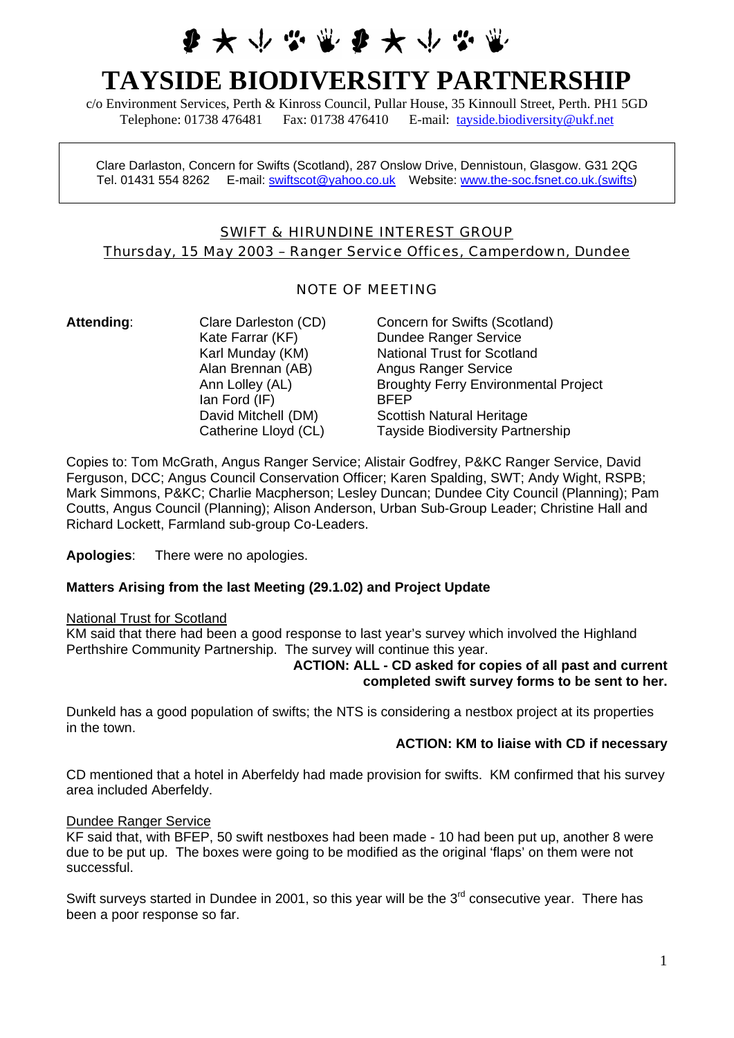# TAYSIDE BIODIVERSITY PARTNERSHIP

c/o Environment Services, Perth & Kinross Council, Pullar House, 35 Kinnoull Street, Perth. PH1 5GD
Telephone: 01738 476481 Fax: 01738 476410 E-mail: tayside.biodiversity@ukf.net

Clare Darlaston, Concern for Swifts (Scotland), 287 Onslow Drive, Dennistoun, Glasgow. G31 2QG
Tel. 01431 554 8262 E-mail: swiftscot@yahoo.co.uk Website: www.the-soc.fsnet.co.uk.(swifts)

## SWIFT & HIRUNDINE INTEREST GROUP

### Thursday, 15 May 2003 – Ranger Service Offices, Camperdown, Dundee

### NOTE OF MEETING

**Attending**:

| | |
|---|---|
| Clare Darleston (CD) | Concern for Swifts (Scotland) |
| Kate Farrar (KF) | Dundee Ranger Service |
| Karl Munday (KM) | National Trust for Scotland |
| Alan Brennan (AB) | Angus Ranger Service |
| Ann Lolley (AL) | Broughty Ferry Environmental Project |
| Ian Ford (IF) | BFEP |
| David Mitchell (DM) | Scottish Natural Heritage |
| Catherine Lloyd (CL) | Tayside Biodiversity Partnership |

Copies to: Tom McGrath, Angus Ranger Service; Alistair Godfrey, P&KC Ranger Service, David Ferguson, DCC; Angus Council Conservation Officer; Karen Spalding, SWT; Andy Wight, RSPB; Mark Simmons, P&KC; Charlie Macpherson; Lesley Duncan; Dundee City Council (Planning); Pam Coutts, Angus Council (Planning); Alison Anderson, Urban Sub-Group Leader; Christine Hall and Richard Lockett, Farmland sub-group Co-Leaders.

**Apologies**: There were no apologies.

**Matters Arising from the last Meeting (29.1.02) and Project Update**

National Trust for Scotland

KM said that there had been a good response to last year's survey which involved the Highland Perthshire Community Partnership. The survey will continue this year.

**ACTION: ALL - CD asked for copies of all past and current completed swift survey forms to be sent to her.**

Dunkeld has a good population of swifts; the NTS is considering a nestbox project at its properties in the town.

**ACTION: KM to liaise with CD if necessary**

CD mentioned that a hotel in Aberfeldy had made provision for swifts. KM confirmed that his survey area included Aberfeldy.

Dundee Ranger Service

KF said that, with BFEP, 50 swift nestboxes had been made - 10 had been put up, another 8 were due to be put up. The boxes were going to be modified as the original 'flaps' on them were not successful.

Swift surveys started in Dundee in 2001, so this year will be the 3rd consecutive year. There has been a poor response so far.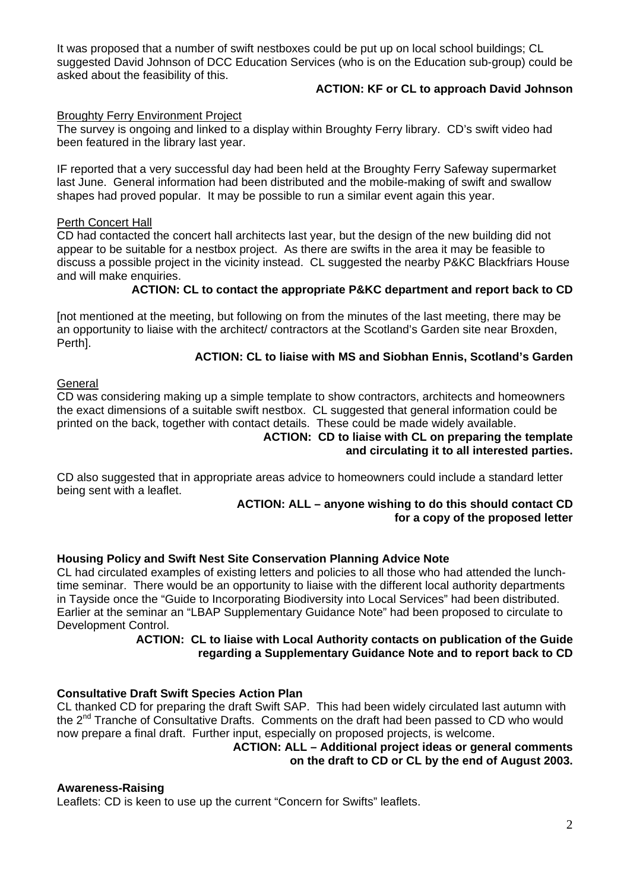It was proposed that a number of swift nestboxes could be put up on local school buildings; CL suggested David Johnson of DCC Education Services (who is on the Education sub-group) could be asked about the feasibility of this.

**ACTION: KF or CL to approach David Johnson**

Broughty Ferry Environment Project

The survey is ongoing and linked to a display within Broughty Ferry library. CD's swift video had been featured in the library last year.

IF reported that a very successful day had been held at the Broughty Ferry Safeway supermarket last June. General information had been distributed and the mobile-making of swift and swallow shapes had proved popular. It may be possible to run a similar event again this year.

Perth Concert Hall

CD had contacted the concert hall architects last year, but the design of the new building did not appear to be suitable for a nestbox project. As there are swifts in the area it may be feasible to discuss a possible project in the vicinity instead. CL suggested the nearby P&KC Blackfriars House and will make enquiries.

**ACTION: CL to contact the appropriate P&KC department and report back to CD**

[not mentioned at the meeting, but following on from the minutes of the last meeting, there may be an opportunity to liaise with the architect/ contractors at the Scotland's Garden site near Broxden, Perth].

**ACTION: CL to liaise with MS and Siobhan Ennis, Scotland's Garden**

General

CD was considering making up a simple template to show contractors, architects and homeowners the exact dimensions of a suitable swift nestbox. CL suggested that general information could be printed on the back, together with contact details. These could be made widely available.

**ACTION: CD to liaise with CL on preparing the template and circulating it to all interested parties.**

CD also suggested that in appropriate areas advice to homeowners could include a standard letter being sent with a leaflet.

**ACTION: ALL – anyone wishing to do this should contact CD for a copy of the proposed letter**

**Housing Policy and Swift Nest Site Conservation Planning Advice Note**

CL had circulated examples of existing letters and policies to all those who had attended the lunch-time seminar. There would be an opportunity to liaise with the different local authority departments in Tayside once the "Guide to Incorporating Biodiversity into Local Services" had been distributed. Earlier at the seminar an "LBAP Supplementary Guidance Note" had been proposed to circulate to Development Control.

**ACTION: CL to liaise with Local Authority contacts on publication of the Guide regarding a Supplementary Guidance Note and to report back to CD**

**Consultative Draft Swift Species Action Plan**

CL thanked CD for preparing the draft Swift SAP. This had been widely circulated last autumn with the 2nd Tranche of Consultative Drafts. Comments on the draft had been passed to CD who would now prepare a final draft. Further input, especially on proposed projects, is welcome.

**ACTION: ALL – Additional project ideas or general comments on the draft to CD or CL by the end of August 2003.**

**Awareness-Raising**

Leaflets: CD is keen to use up the current "Concern for Swifts" leaflets.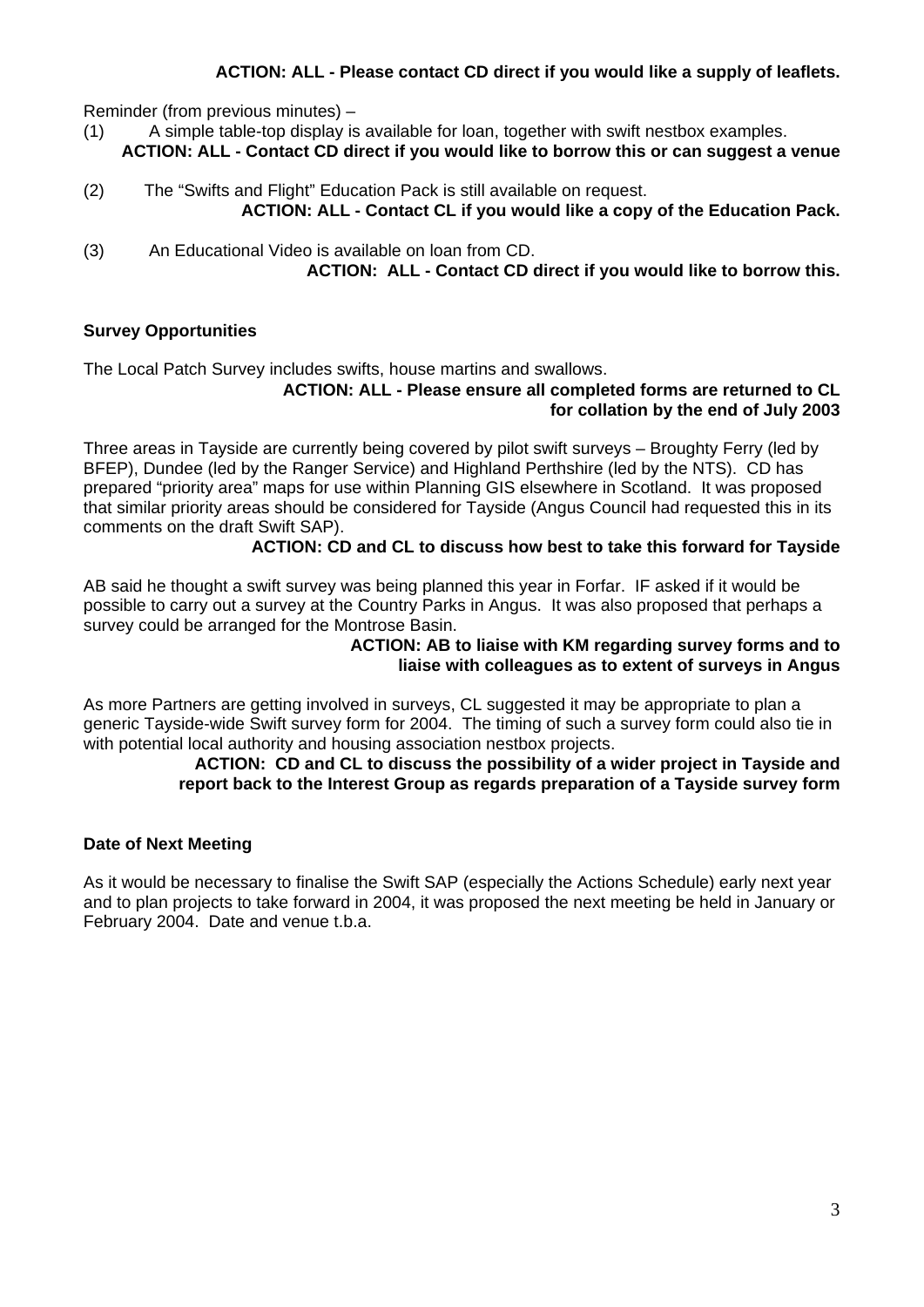**ACTION: ALL - Please contact CD direct if you would like a supply of leaflets.**

Reminder (from previous minutes) –

(1) A simple table-top display is available for loan, together with swift nestbox examples.
**ACTION: ALL - Contact CD direct if you would like to borrow this or can suggest a venue**

(2) The "Swifts and Flight" Education Pack is still available on request.
**ACTION: ALL - Contact CL if you would like a copy of the Education Pack.**

(3) An Educational Video is available on loan from CD.
**ACTION: ALL - Contact CD direct if you would like to borrow this.**

**Survey Opportunities**

The Local Patch Survey includes swifts, house martins and swallows.
**ACTION: ALL - Please ensure all completed forms are returned to CL for collation by the end of July 2003**

Three areas in Tayside are currently being covered by pilot swift surveys – Broughty Ferry (led by BFEP), Dundee (led by the Ranger Service) and Highland Perthshire (led by the NTS). CD has prepared "priority area" maps for use within Planning GIS elsewhere in Scotland. It was proposed that similar priority areas should be considered for Tayside (Angus Council had requested this in its comments on the draft Swift SAP).
**ACTION: CD and CL to discuss how best to take this forward for Tayside**

AB said he thought a swift survey was being planned this year in Forfar. IF asked if it would be possible to carry out a survey at the Country Parks in Angus. It was also proposed that perhaps a survey could be arranged for the Montrose Basin.
**ACTION: AB to liaise with KM regarding survey forms and to liaise with colleagues as to extent of surveys in Angus**

As more Partners are getting involved in surveys, CL suggested it may be appropriate to plan a generic Tayside-wide Swift survey form for 2004. The timing of such a survey form could also tie in with potential local authority and housing association nestbox projects.
**ACTION: CD and CL to discuss the possibility of a wider project in Tayside and report back to the Interest Group as regards preparation of a Tayside survey form**

**Date of Next Meeting**

As it would be necessary to finalise the Swift SAP (especially the Actions Schedule) early next year and to plan projects to take forward in 2004, it was proposed the next meeting be held in January or February 2004. Date and venue t.b.a.